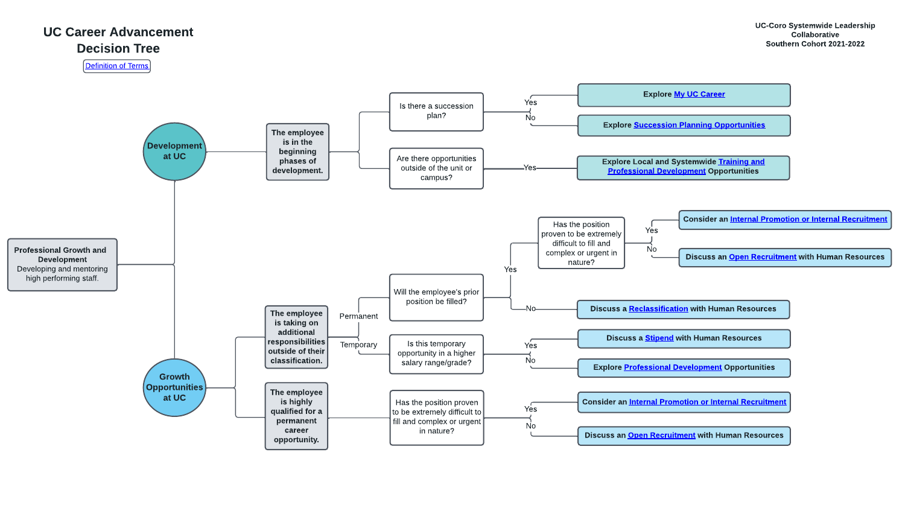# UC Career Advancement Decision Tree

Definition of Terms

UC-Coro Systemwide Leadership Collaborative
Southern Cohort 2021-2022

**Professional Growth and Development**
Developing and mentoring high performing staff.

## Development at UC

**The employee is in the beginning phases of development.**

- Is there a succession plan?
  - Yes → **Explore My UC Career**
  - No → **Explore Succession Planning Opportunities**
- Are there opportunities outside of the unit or campus?
  - Yes → **Explore Local and Systemwide Training and Professional Development Opportunities**

## Growth Opportunities at UC

**The employee is taking on additional responsibilities outside of their classification.**

- Permanent → Will the employee's prior position be filled?
  - Yes → Has the position proven to be extremely difficult to fill and complex or urgent in nature?
    - Yes → **Consider an Internal Promotion or Internal Recruitment**
    - No → **Discuss an Open Recruitment with Human Resources**
  - No → **Discuss a Reclassification with Human Resources**
- Temporary → Is this temporary opportunity in a higher salary range/grade?
  - Yes → **Discuss a Stipend with Human Resources**
  - No → **Explore Professional Development Opportunities**

**The employee is highly qualified for a permanent career opportunity.**

- Has the position proven to be extremely difficult to fill and complex or urgent in nature?
  - Yes → **Consider an Internal Promotion or Internal Recruitment**
  - No → **Discuss an Open Recruitment with Human Resources**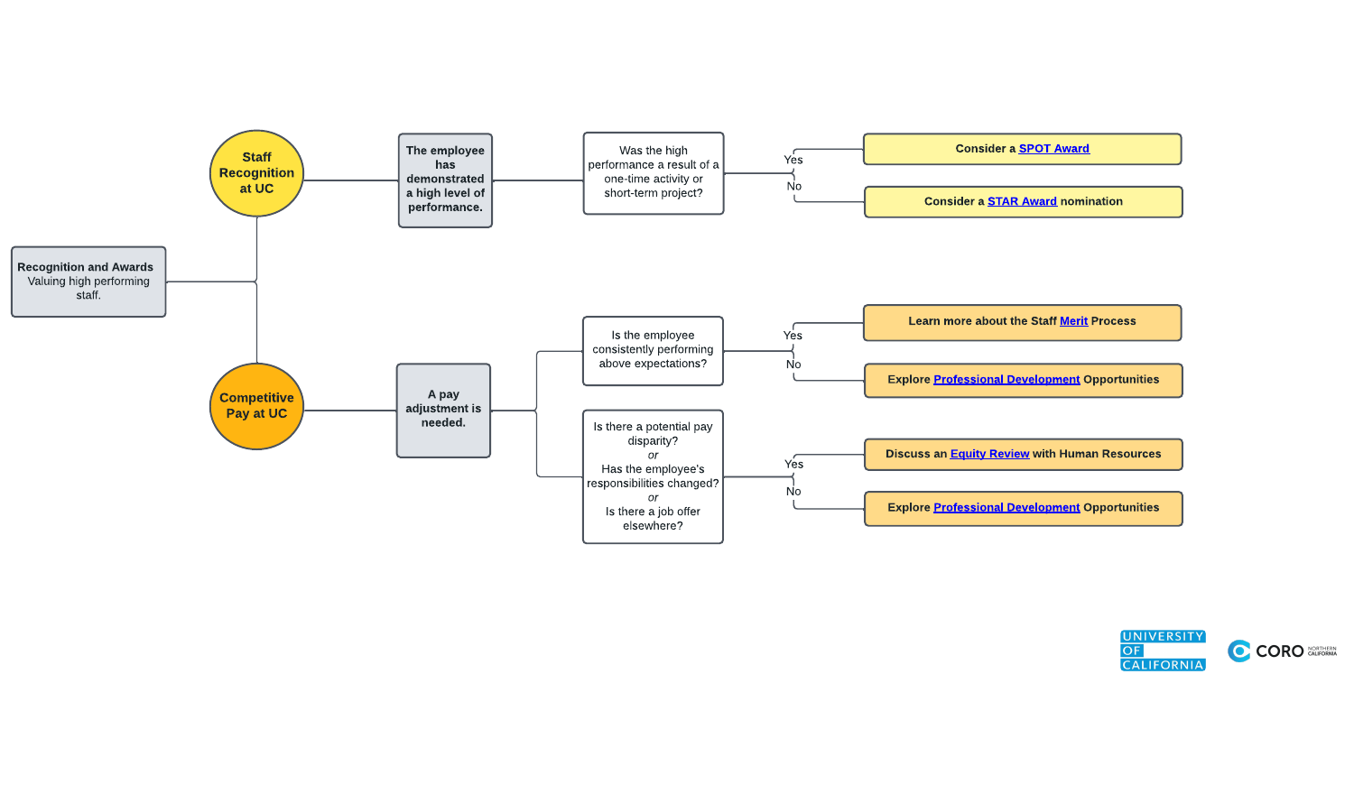**Recognition and Awards**
Valuing high performing staff.

**Staff Recognition at UC**

**The employee has demonstrated a high level of performance.**

Was the high performance a result of a one-time activity or short-term project?

Yes

**Consider a SPOT Award**

No

**Consider a STAR Award nomination**

**Competitive Pay at UC**

**A pay adjustment is needed.**

Is the employee consistently performing above expectations?

Yes

**Learn more about the Staff Merit Process**

No

**Explore Professional Development Opportunities**

Is there a potential pay disparity?
*or*
Has the employee's responsibilities changed?
*or*
Is there a job offer elsewhere?

Yes

**Discuss an Equity Review with Human Resources**

No

**Explore Professional Development Opportunities**

UNIVERSITY OF CALIFORNIA

CORO NORTHERN CALIFORNIA